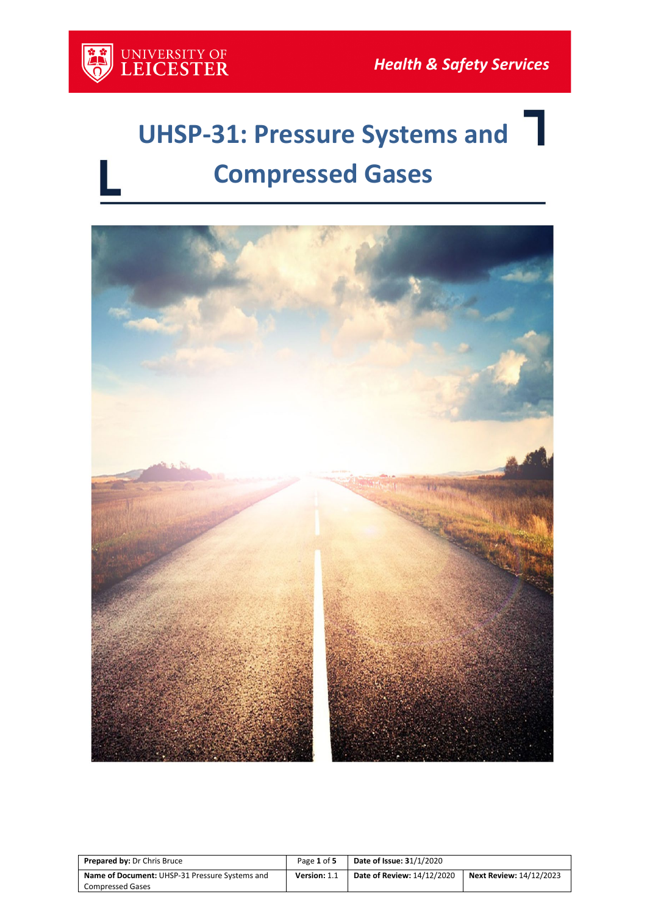UNIVERSITY OF LEICESTER

*Health & Safety Services*

# UHSP-31: Pressure Systems and Compressed Gases

| **Prepared by:** Dr Chris Bruce | Page **1** of **5** | **Date of Issue:** 31/1/2020 | |
|---|---|---|---|
| **Name of Document:** UHSP-31 Pressure Systems and Compressed Gases | **Version:** 1.1 | **Date of Review:** 14/12/2020 | **Next Review:** 14/12/2023 |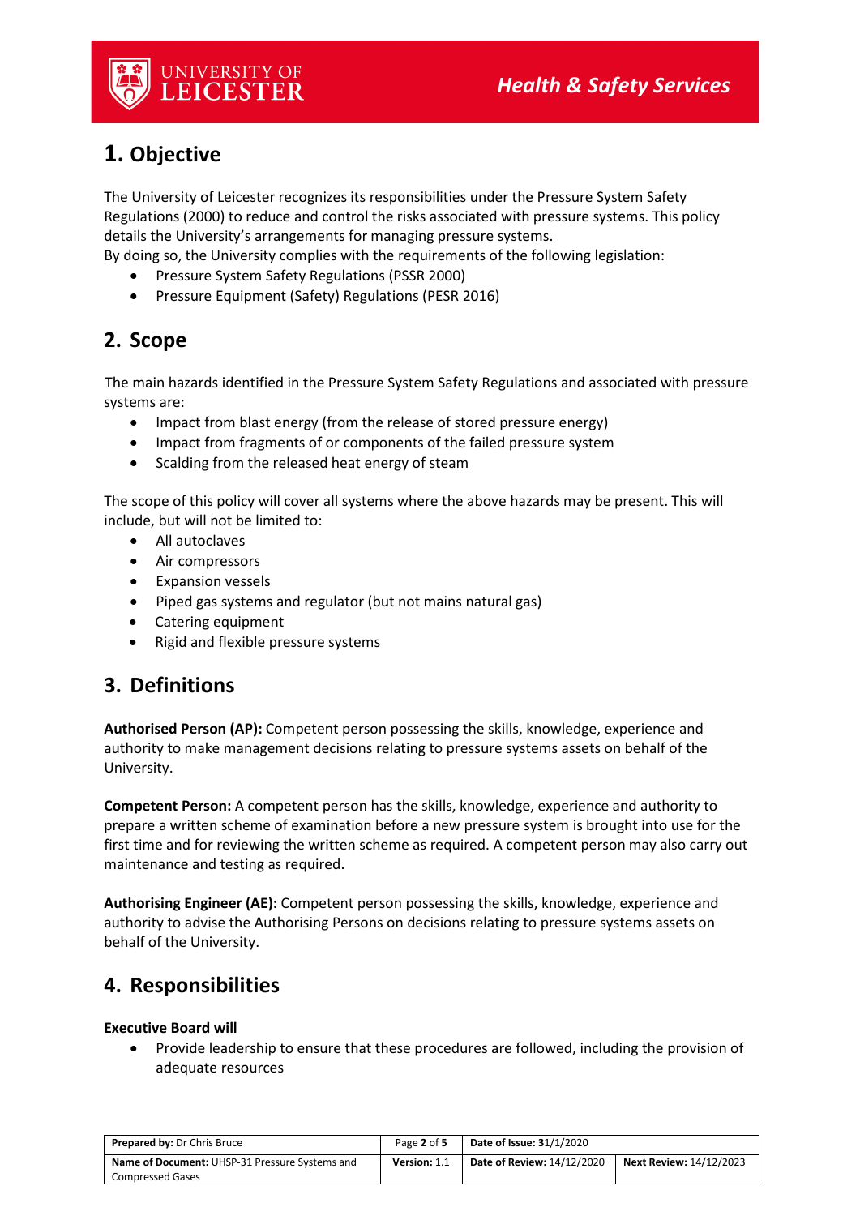## 1. Objective

The University of Leicester recognizes its responsibilities under the Pressure System Safety Regulations (2000) to reduce and control the risks associated with pressure systems. This policy details the University's arrangements for managing pressure systems.
By doing so, the University complies with the requirements of the following legislation:

- Pressure System Safety Regulations (PSSR 2000)
- Pressure Equipment (Safety) Regulations (PESR 2016)

## 2. Scope

The main hazards identified in the Pressure System Safety Regulations and associated with pressure systems are:

- Impact from blast energy (from the release of stored pressure energy)
- Impact from fragments of or components of the failed pressure system
- Scalding from the released heat energy of steam

The scope of this policy will cover all systems where the above hazards may be present. This will include, but will not be limited to:

- All autoclaves
- Air compressors
- Expansion vessels
- Piped gas systems and regulator (but not mains natural gas)
- Catering equipment
- Rigid and flexible pressure systems

## 3. Definitions

**Authorised Person (AP):** Competent person possessing the skills, knowledge, experience and authority to make management decisions relating to pressure systems assets on behalf of the University.

**Competent Person:** A competent person has the skills, knowledge, experience and authority to prepare a written scheme of examination before a new pressure system is brought into use for the first time and for reviewing the written scheme as required. A competent person may also carry out maintenance and testing as required.

**Authorising Engineer (AE):** Competent person possessing the skills, knowledge, experience and authority to advise the Authorising Persons on decisions relating to pressure systems assets on behalf of the University.

## 4. Responsibilities

**Executive Board will**

- Provide leadership to ensure that these procedures are followed, including the provision of adequate resources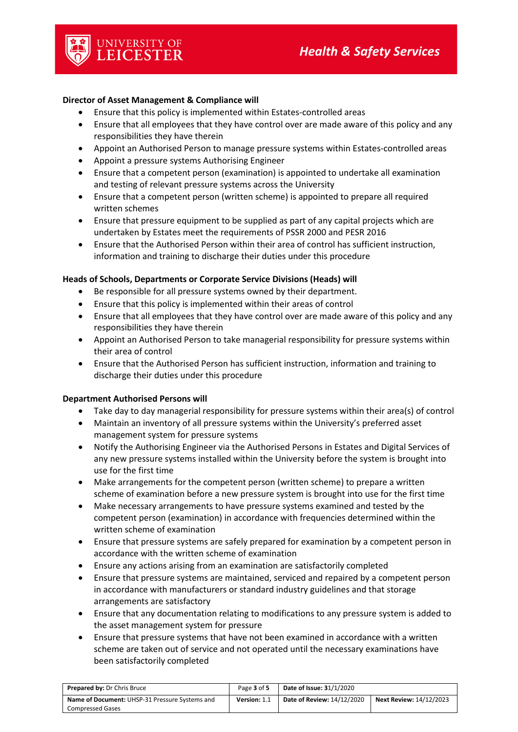**Director of Asset Management & Compliance will**

- Ensure that this policy is implemented within Estates-controlled areas
- Ensure that all employees that they have control over are made aware of this policy and any responsibilities they have therein
- Appoint an Authorised Person to manage pressure systems within Estates-controlled areas
- Appoint a pressure systems Authorising Engineer
- Ensure that a competent person (examination) is appointed to undertake all examination and testing of relevant pressure systems across the University
- Ensure that a competent person (written scheme) is appointed to prepare all required written schemes
- Ensure that pressure equipment to be supplied as part of any capital projects which are undertaken by Estates meet the requirements of PSSR 2000 and PESR 2016
- Ensure that the Authorised Person within their area of control has sufficient instruction, information and training to discharge their duties under this procedure

**Heads of Schools, Departments or Corporate Service Divisions (Heads) will**

- Be responsible for all pressure systems owned by their department.
- Ensure that this policy is implemented within their areas of control
- Ensure that all employees that they have control over are made aware of this policy and any responsibilities they have therein
- Appoint an Authorised Person to take managerial responsibility for pressure systems within their area of control
- Ensure that the Authorised Person has sufficient instruction, information and training to discharge their duties under this procedure

**Department Authorised Persons will**

- Take day to day managerial responsibility for pressure systems within their area(s) of control
- Maintain an inventory of all pressure systems within the University's preferred asset management system for pressure systems
- Notify the Authorising Engineer via the Authorised Persons in Estates and Digital Services of any new pressure systems installed within the University before the system is brought into use for the first time
- Make arrangements for the competent person (written scheme) to prepare a written scheme of examination before a new pressure system is brought into use for the first time
- Make necessary arrangements to have pressure systems examined and tested by the competent person (examination) in accordance with frequencies determined within the written scheme of examination
- Ensure that pressure systems are safely prepared for examination by a competent person in accordance with the written scheme of examination
- Ensure any actions arising from an examination are satisfactorily completed
- Ensure that pressure systems are maintained, serviced and repaired by a competent person in accordance with manufacturers or standard industry guidelines and that storage arrangements are satisfactory
- Ensure that any documentation relating to modifications to any pressure system is added to the asset management system for pressure
- Ensure that pressure systems that have not been examined in accordance with a written scheme are taken out of service and not operated until the necessary examinations have been satisfactorily completed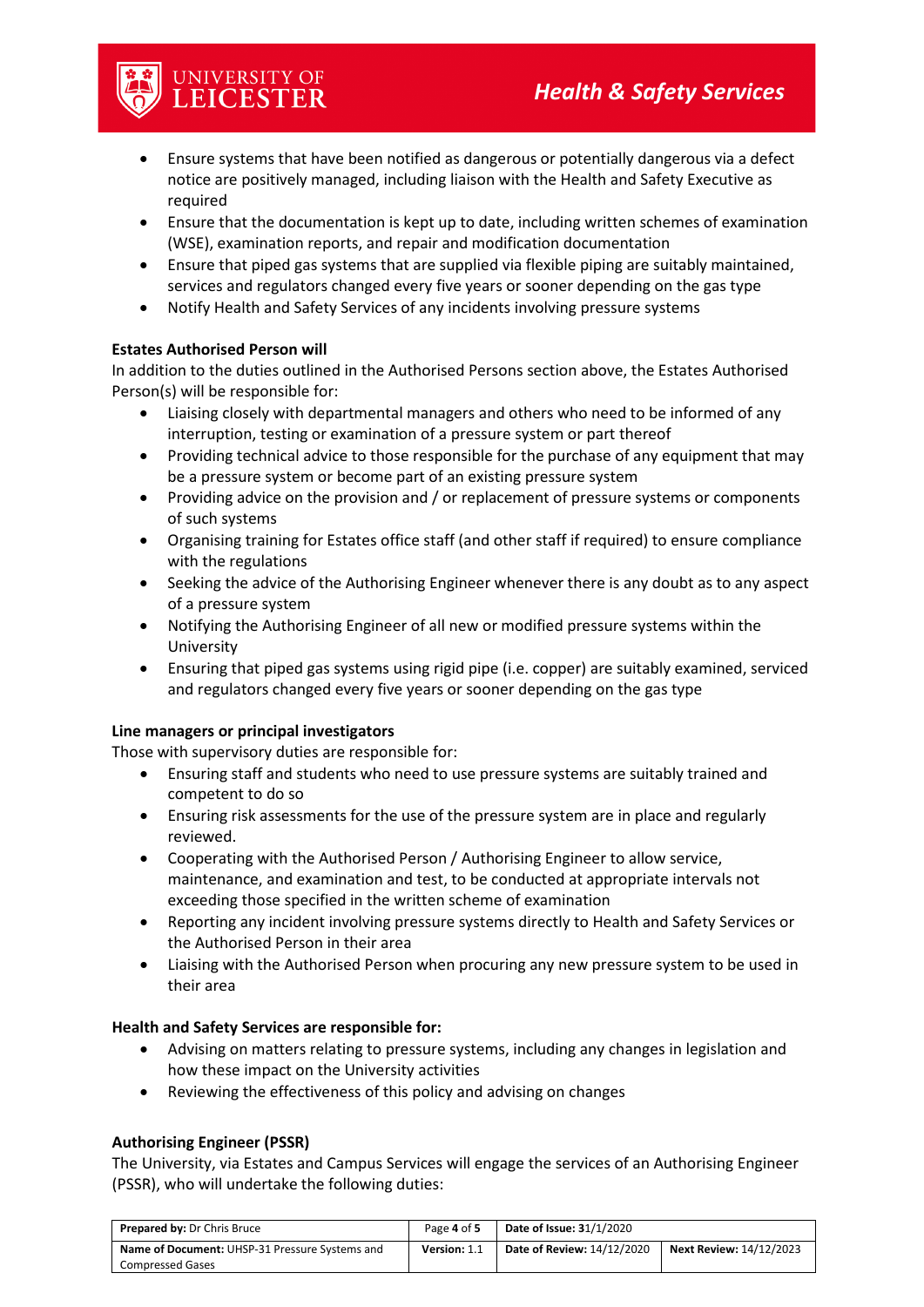- Ensure systems that have been notified as dangerous or potentially dangerous via a defect notice are positively managed, including liaison with the Health and Safety Executive as required
- Ensure that the documentation is kept up to date, including written schemes of examination (WSE), examination reports, and repair and modification documentation
- Ensure that piped gas systems that are supplied via flexible piping are suitably maintained, services and regulators changed every five years or sooner depending on the gas type
- Notify Health and Safety Services of any incidents involving pressure systems

**Estates Authorised Person will**

In addition to the duties outlined in the Authorised Persons section above, the Estates Authorised Person(s) will be responsible for:

- Liaising closely with departmental managers and others who need to be informed of any interruption, testing or examination of a pressure system or part thereof
- Providing technical advice to those responsible for the purchase of any equipment that may be a pressure system or become part of an existing pressure system
- Providing advice on the provision and / or replacement of pressure systems or components of such systems
- Organising training for Estates office staff (and other staff if required) to ensure compliance with the regulations
- Seeking the advice of the Authorising Engineer whenever there is any doubt as to any aspect of a pressure system
- Notifying the Authorising Engineer of all new or modified pressure systems within the University
- Ensuring that piped gas systems using rigid pipe (i.e. copper) are suitably examined, serviced and regulators changed every five years or sooner depending on the gas type

**Line managers or principal investigators**

Those with supervisory duties are responsible for:

- Ensuring staff and students who need to use pressure systems are suitably trained and competent to do so
- Ensuring risk assessments for the use of the pressure system are in place and regularly reviewed.
- Cooperating with the Authorised Person / Authorising Engineer to allow service, maintenance, and examination and test, to be conducted at appropriate intervals not exceeding those specified in the written scheme of examination
- Reporting any incident involving pressure systems directly to Health and Safety Services or the Authorised Person in their area
- Liaising with the Authorised Person when procuring any new pressure system to be used in their area

**Health and Safety Services are responsible for:**

- Advising on matters relating to pressure systems, including any changes in legislation and how these impact on the University activities
- Reviewing the effectiveness of this policy and advising on changes

**Authorising Engineer (PSSR)**

The University, via Estates and Campus Services will engage the services of an Authorising Engineer (PSSR), who will undertake the following duties: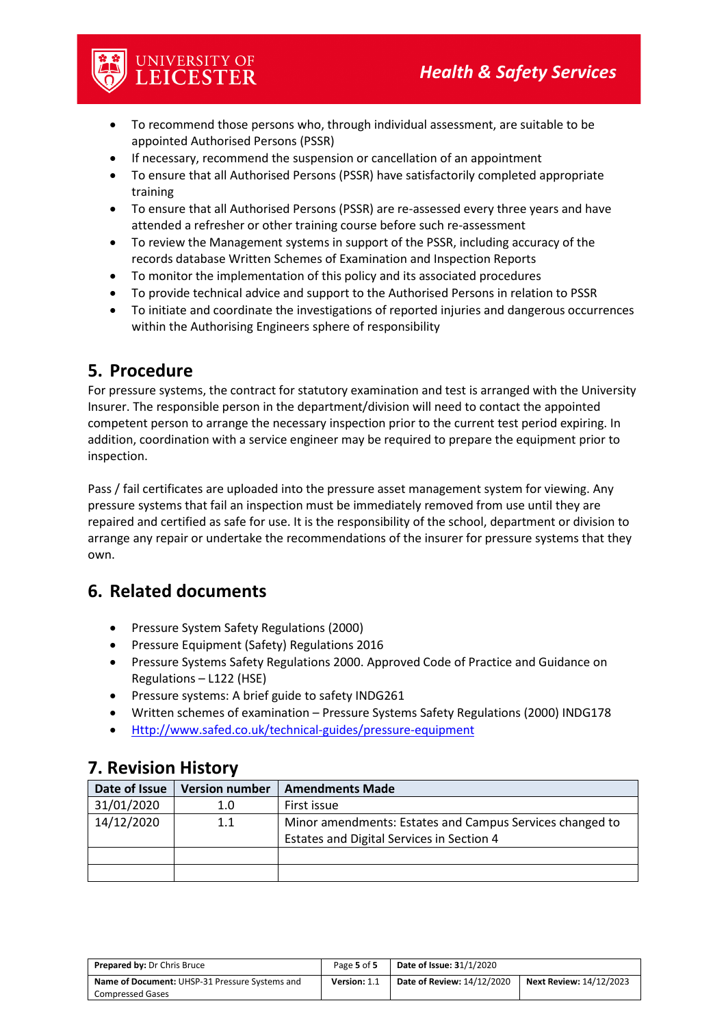- To recommend those persons who, through individual assessment, are suitable to be appointed Authorised Persons (PSSR)
- If necessary, recommend the suspension or cancellation of an appointment
- To ensure that all Authorised Persons (PSSR) have satisfactorily completed appropriate training
- To ensure that all Authorised Persons (PSSR) are re-assessed every three years and have attended a refresher or other training course before such re-assessment
- To review the Management systems in support of the PSSR, including accuracy of the records database Written Schemes of Examination and Inspection Reports
- To monitor the implementation of this policy and its associated procedures
- To provide technical advice and support to the Authorised Persons in relation to PSSR
- To initiate and coordinate the investigations of reported injuries and dangerous occurrences within the Authorising Engineers sphere of responsibility

## 5. Procedure

For pressure systems, the contract for statutory examination and test is arranged with the University Insurer. The responsible person in the department/division will need to contact the appointed competent person to arrange the necessary inspection prior to the current test period expiring. In addition, coordination with a service engineer may be required to prepare the equipment prior to inspection.

Pass / fail certificates are uploaded into the pressure asset management system for viewing. Any pressure systems that fail an inspection must be immediately removed from use until they are repaired and certified as safe for use. It is the responsibility of the school, department or division to arrange any repair or undertake the recommendations of the insurer for pressure systems that they own.

## 6. Related documents

- Pressure System Safety Regulations (2000)
- Pressure Equipment (Safety) Regulations 2016
- Pressure Systems Safety Regulations 2000. Approved Code of Practice and Guidance on Regulations – L122 (HSE)
- Pressure systems: A brief guide to safety INDG261
- Written schemes of examination – Pressure Systems Safety Regulations (2000) INDG178
- Http://www.safed.co.uk/technical-guides/pressure-equipment

## 7. Revision History

| Date of Issue | Version number | Amendments Made |
|---|---|---|
| 31/01/2020 | 1.0 | First issue |
| 14/12/2020 | 1.1 | Minor amendments: Estates and Campus Services changed to Estates and Digital Services in Section 4 |
| | | |
| | | |